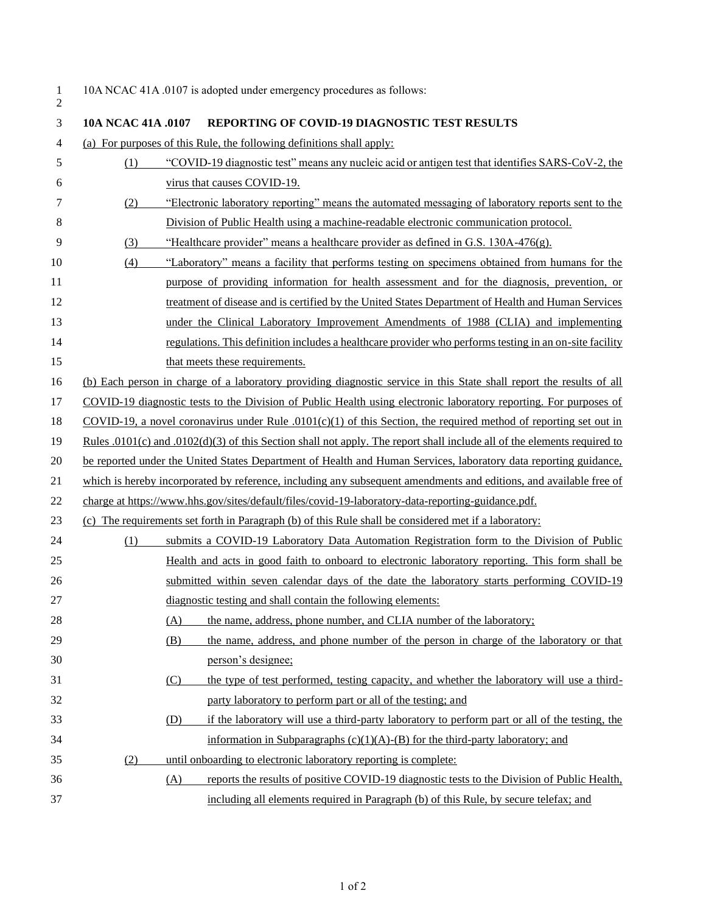10A NCAC 41A .0107 is adopted under emergency procedures as follows:

**10A NCAC 41A .0107 REPORTING OF COVID-19 DIAGNOSTIC TEST RESULTS**

(a) For purposes of this Rule, the following definitions shall apply:

(1) "COVID-19 diagnostic test" means any nucleic acid or antigen test that identifies SARS-CoV-2, the virus that causes COVID-19.

(2) "Electronic laboratory reporting" means the automated messaging of laboratory reports sent to the Division of Public Health using a machine-readable electronic communication protocol.

(3) "Healthcare provider" means a healthcare provider as defined in G.S. 130A-476(g).

(4) "Laboratory" means a facility that performs testing on specimens obtained from humans for the purpose of providing information for health assessment and for the diagnosis, prevention, or treatment of disease and is certified by the United States Department of Health and Human Services under the Clinical Laboratory Improvement Amendments of 1988 (CLIA) and implementing regulations. This definition includes a healthcare provider who performs testing in an on-site facility that meets these requirements.

(b) Each person in charge of a laboratory providing diagnostic service in this State shall report the results of all COVID-19 diagnostic tests to the Division of Public Health using electronic laboratory reporting. For purposes of COVID-19, a novel coronavirus under Rule .0101(c)(1) of this Section, the required method of reporting set out in Rules .0101(c) and .0102(d)(3) of this Section shall not apply. The report shall include all of the elements required to be reported under the United States Department of Health and Human Services, laboratory data reporting guidance, which is hereby incorporated by reference, including any subsequent amendments and editions, and available free of charge at https://www.hhs.gov/sites/default/files/covid-19-laboratory-data-reporting-guidance.pdf.

(c) The requirements set forth in Paragraph (b) of this Rule shall be considered met if a laboratory:

(1) submits a COVID-19 Laboratory Data Automation Registration form to the Division of Public Health and acts in good faith to onboard to electronic laboratory reporting. This form shall be submitted within seven calendar days of the date the laboratory starts performing COVID-19 diagnostic testing and shall contain the following elements:

  (A) the name, address, phone number, and CLIA number of the laboratory;

  (B) the name, address, and phone number of the person in charge of the laboratory or that person's designee;

  (C) the type of test performed, testing capacity, and whether the laboratory will use a third-party laboratory to perform part or all of the testing; and

  (D) if the laboratory will use a third-party laboratory to perform part or all of the testing, the information in Subparagraphs (c)(1)(A)-(B) for the third-party laboratory; and

(2) until onboarding to electronic laboratory reporting is complete:

  (A) reports the results of positive COVID-19 diagnostic tests to the Division of Public Health, including all elements required in Paragraph (b) of this Rule, by secure telefax; and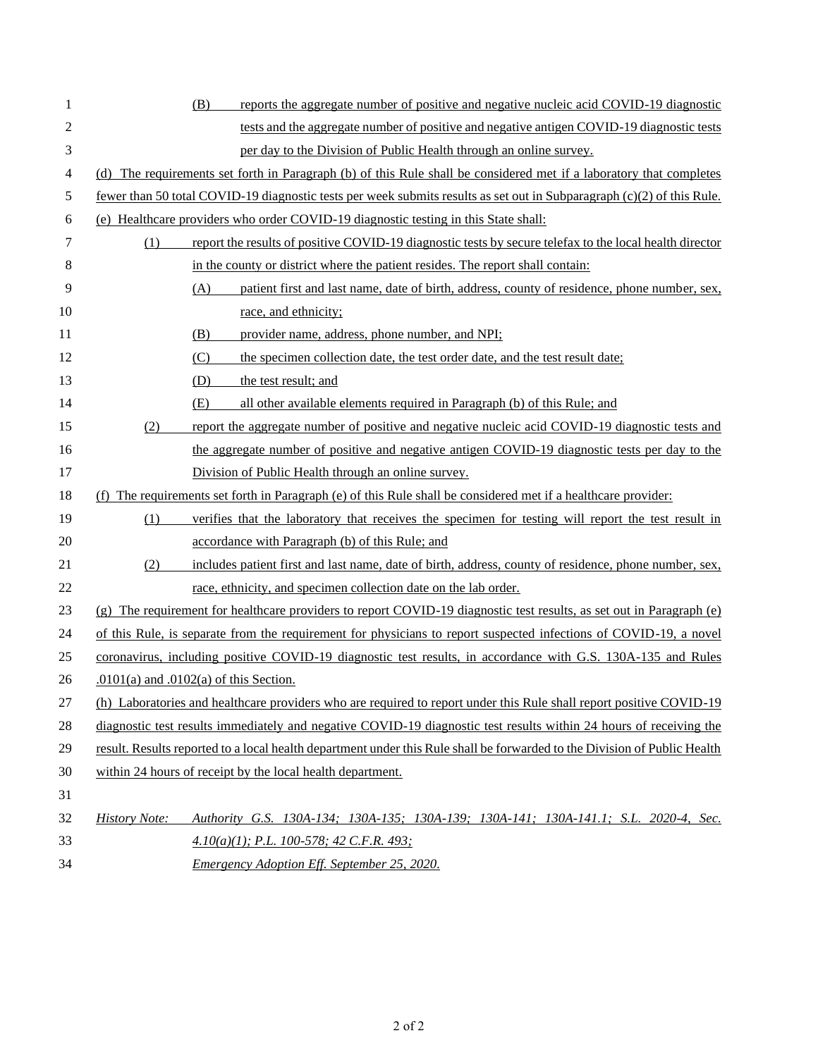(B) reports the aggregate number of positive and negative nucleic acid COVID-19 diagnostic tests and the aggregate number of positive and negative antigen COVID-19 diagnostic tests per day to the Division of Public Health through an online survey.

(d) The requirements set forth in Paragraph (b) of this Rule shall be considered met if a laboratory that completes fewer than 50 total COVID-19 diagnostic tests per week submits results as set out in Subparagraph (c)(2) of this Rule.

(e) Healthcare providers who order COVID-19 diagnostic testing in this State shall:

(1) report the results of positive COVID-19 diagnostic tests by secure telefax to the local health director in the county or district where the patient resides. The report shall contain:

(A) patient first and last name, date of birth, address, county of residence, phone number, sex, race, and ethnicity;

(B) provider name, address, phone number, and NPI;

(C) the specimen collection date, the test order date, and the test result date;

(D) the test result; and

(E) all other available elements required in Paragraph (b) of this Rule; and

(2) report the aggregate number of positive and negative nucleic acid COVID-19 diagnostic tests and the aggregate number of positive and negative antigen COVID-19 diagnostic tests per day to the Division of Public Health through an online survey.

(f) The requirements set forth in Paragraph (e) of this Rule shall be considered met if a healthcare provider:

(1) verifies that the laboratory that receives the specimen for testing will report the test result in accordance with Paragraph (b) of this Rule; and

(2) includes patient first and last name, date of birth, address, county of residence, phone number, sex, race, ethnicity, and specimen collection date on the lab order.

(g) The requirement for healthcare providers to report COVID-19 diagnostic test results, as set out in Paragraph (e) of this Rule, is separate from the requirement for physicians to report suspected infections of COVID-19, a novel coronavirus, including positive COVID-19 diagnostic test results, in accordance with G.S. 130A-135 and Rules .0101(a) and .0102(a) of this Section.

(h) Laboratories and healthcare providers who are required to report under this Rule shall report positive COVID-19 diagnostic test results immediately and negative COVID-19 diagnostic test results within 24 hours of receiving the result. Results reported to a local health department under this Rule shall be forwarded to the Division of Public Health within 24 hours of receipt by the local health department.

*History Note: Authority G.S. 130A-134; 130A-135; 130A-139; 130A-141; 130A-141.1; S.L. 2020-4, Sec. 4.10(a)(1); P.L. 100-578; 42 C.F.R. 493;*
*Emergency Adoption Eff. September 25, 2020.*